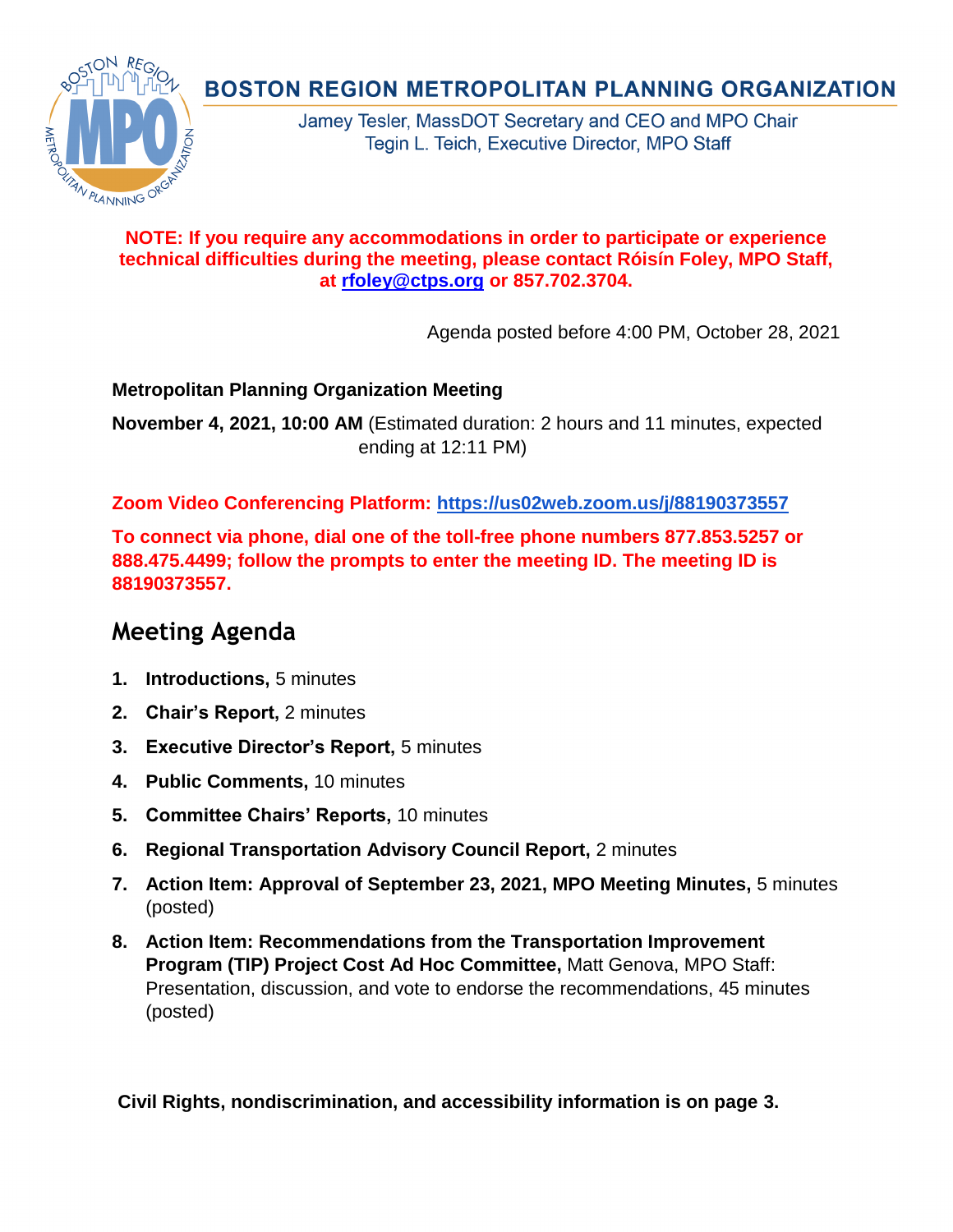# BOSTON REGION METROPOLITAN PLANNING ORGANIZATION

Jamey Tesler, MassDOT Secretary and CEO and MPO Chair
Tegin L. Teich, Executive Director, MPO Staff

**NOTE: If you require any accommodations in order to participate or experience technical difficulties during the meeting, please contact Róisín Foley, MPO Staff, at [rfoley@ctps.org](mailto:rfoley@ctps.org) or 857.702.3704.**

Agenda posted before 4:00 PM, October 28, 2021

**Metropolitan Planning Organization Meeting**

**November 4, 2021, 10:00 AM** (Estimated duration: 2 hours and 11 minutes, expected ending at 12:11 PM)

**Zoom Video Conferencing Platform: [https://us02web.zoom.us/j/88190373557](https://us02web.zoom.us/j/88190373557)**

**To connect via phone, dial one of the toll-free phone numbers 877.853.5257 or 888.475.4499; follow the prompts to enter the meeting ID. The meeting ID is 88190373557.**

## Meeting Agenda

1. **Introductions,** 5 minutes
2. **Chair's Report,** 2 minutes
3. **Executive Director's Report,** 5 minutes
4. **Public Comments,** 10 minutes
5. **Committee Chairs' Reports,** 10 minutes
6. **Regional Transportation Advisory Council Report,** 2 minutes
7. **Action Item: Approval of September 23, 2021, MPO Meeting Minutes,** 5 minutes (posted)
8. **Action Item: Recommendations from the Transportation Improvement Program (TIP) Project Cost Ad Hoc Committee,** Matt Genova, MPO Staff: Presentation, discussion, and vote to endorse the recommendations, 45 minutes (posted)

**Civil Rights, nondiscrimination, and accessibility information is on page 3.**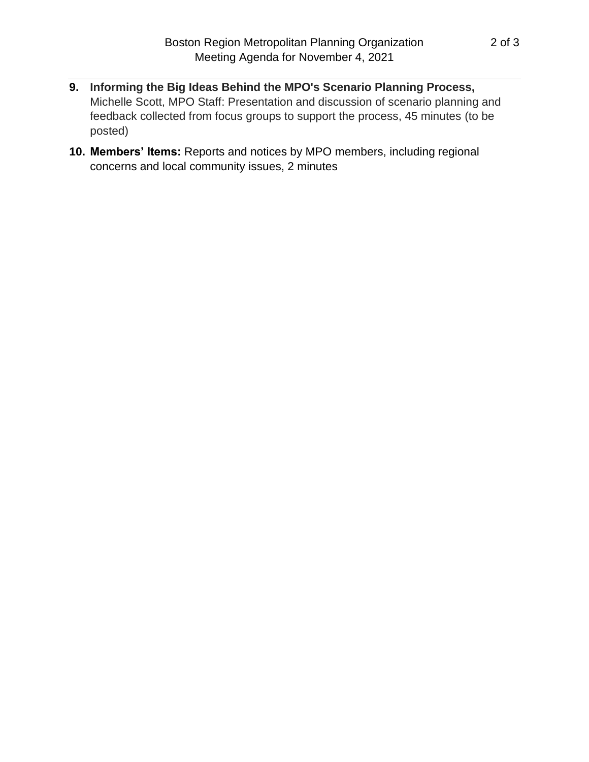9. **Informing the Big Ideas Behind the MPO's Scenario Planning Process,** Michelle Scott, MPO Staff: Presentation and discussion of scenario planning and feedback collected from focus groups to support the process, 45 minutes (to be posted)

10. **Members' Items:** Reports and notices by MPO members, including regional concerns and local community issues, 2 minutes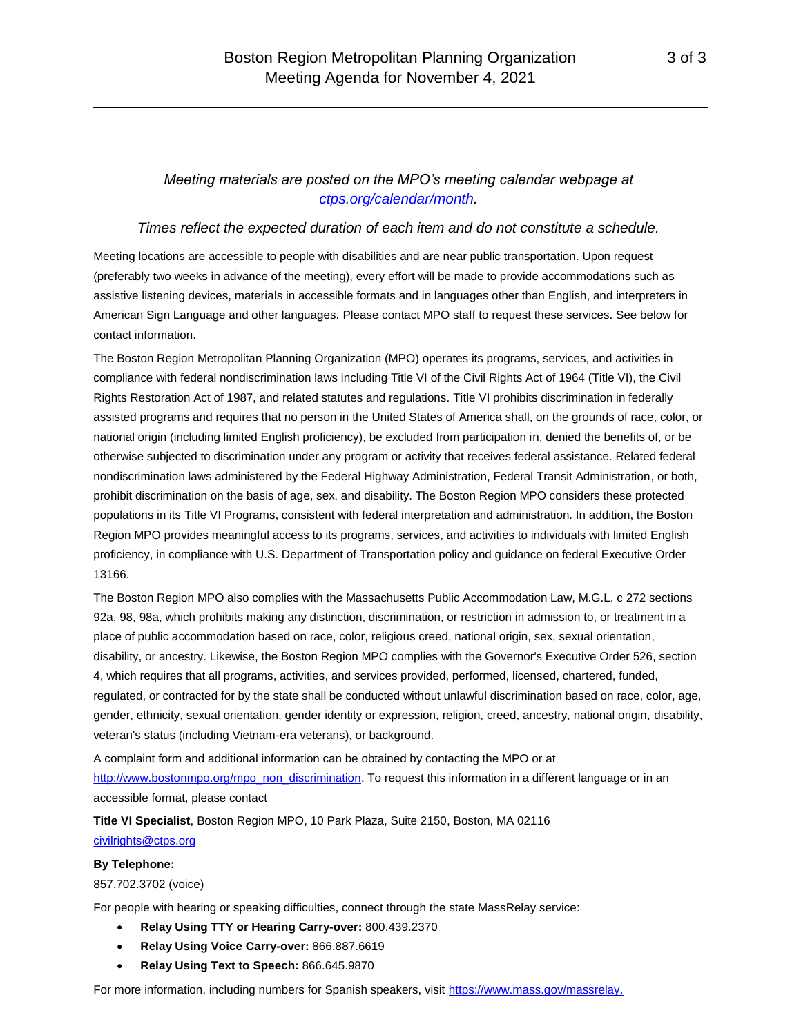*Meeting materials are posted on the MPO's meeting calendar webpage at [ctps.org/calendar/month](ctps.org/calendar/month).*

*Times reflect the expected duration of each item and do not constitute a schedule.*

Meeting locations are accessible to people with disabilities and are near public transportation. Upon request (preferably two weeks in advance of the meeting), every effort will be made to provide accommodations such as assistive listening devices, materials in accessible formats and in languages other than English, and interpreters in American Sign Language and other languages. Please contact MPO staff to request these services. See below for contact information.

The Boston Region Metropolitan Planning Organization (MPO) operates its programs, services, and activities in compliance with federal nondiscrimination laws including Title VI of the Civil Rights Act of 1964 (Title VI), the Civil Rights Restoration Act of 1987, and related statutes and regulations. Title VI prohibits discrimination in federally assisted programs and requires that no person in the United States of America shall, on the grounds of race, color, or national origin (including limited English proficiency), be excluded from participation in, denied the benefits of, or be otherwise subjected to discrimination under any program or activity that receives federal assistance. Related federal nondiscrimination laws administered by the Federal Highway Administration, Federal Transit Administration, or both, prohibit discrimination on the basis of age, sex, and disability. The Boston Region MPO considers these protected populations in its Title VI Programs, consistent with federal interpretation and administration. In addition, the Boston Region MPO provides meaningful access to its programs, services, and activities to individuals with limited English proficiency, in compliance with U.S. Department of Transportation policy and guidance on federal Executive Order 13166.

The Boston Region MPO also complies with the Massachusetts Public Accommodation Law, M.G.L. c 272 sections 92a, 98, 98a, which prohibits making any distinction, discrimination, or restriction in admission to, or treatment in a place of public accommodation based on race, color, religious creed, national origin, sex, sexual orientation, disability, or ancestry. Likewise, the Boston Region MPO complies with the Governor's Executive Order 526, section 4, which requires that all programs, activities, and services provided, performed, licensed, chartered, funded, regulated, or contracted for by the state shall be conducted without unlawful discrimination based on race, color, age, gender, ethnicity, sexual orientation, gender identity or expression, religion, creed, ancestry, national origin, disability, veteran's status (including Vietnam-era veterans), or background.

A complaint form and additional information can be obtained by contacting the MPO or at [http://www.bostonmpo.org/mpo_non_discrimination](http://www.bostonmpo.org/mpo_non_discrimination). To request this information in a different language or in an accessible format, please contact

**Title VI Specialist**, Boston Region MPO, 10 Park Plaza, Suite 2150, Boston, MA 02116
[civilrights@ctps.org](mailto:civilrights@ctps.org)

**By Telephone:**

857.702.3702 (voice)

For people with hearing or speaking difficulties, connect through the state MassRelay service:

- **Relay Using TTY or Hearing Carry-over:** 800.439.2370
- **Relay Using Voice Carry-over:** 866.887.6619
- **Relay Using Text to Speech:** 866.645.9870

For more information, including numbers for Spanish speakers, visit [https://www.mass.gov/massrelay.](https://www.mass.gov/massrelay)